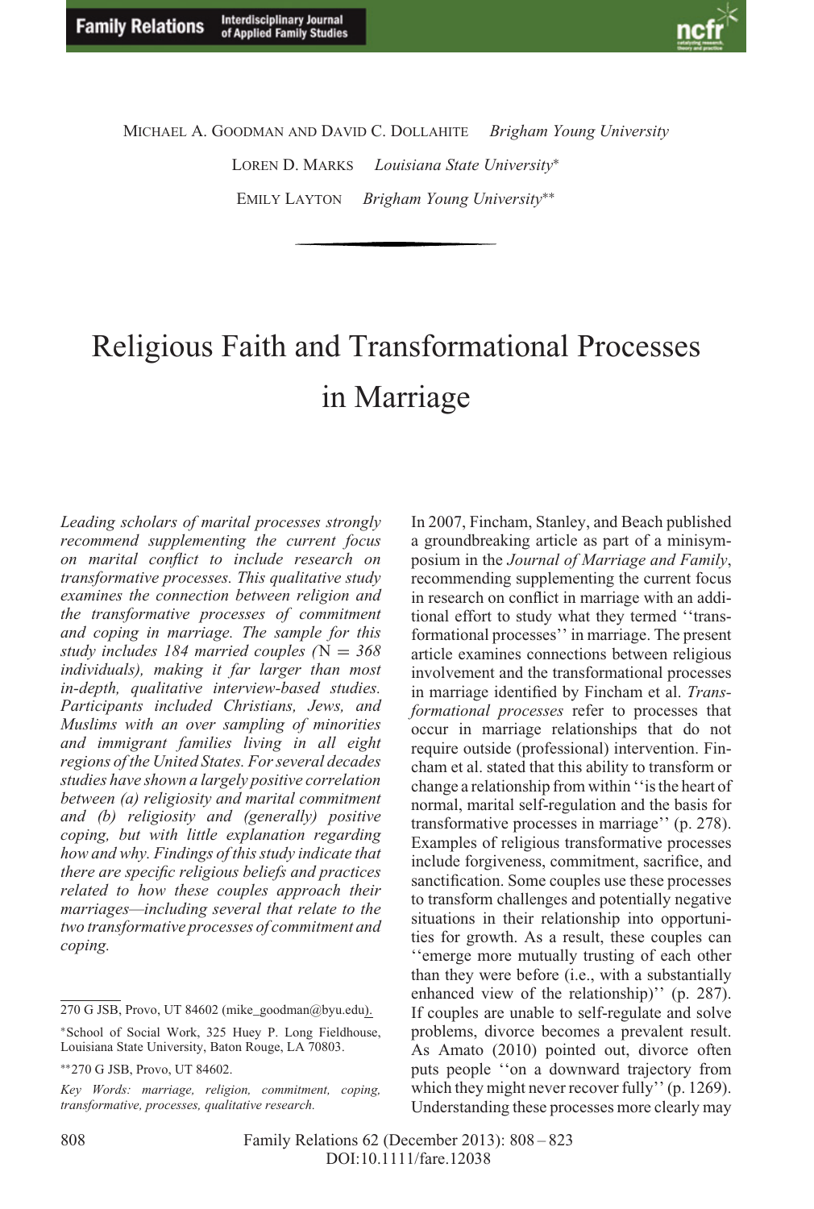Michael A. Goodman and David C. Dollahite *Brigham Young University*

Loren D. Marks *Louisiana State University**

Emily Layton *Brigham Young University***

# Religious Faith and Transformational Processes in Marriage

*Leading scholars of marital processes strongly recommend supplementing the current focus on marital conflict to include research on transformative processes. This qualitative study examines the connection between religion and the transformative processes of commitment and coping in marriage. The sample for this study includes 184 married couples (N = 368 individuals), making it far larger than most in-depth, qualitative interview-based studies. Participants included Christians, Jews, and Muslims with an over sampling of minorities and immigrant families living in all eight regions of the United States. For several decades studies have shown a largely positive correlation between (a) religiosity and marital commitment and (b) religiosity and (generally) positive coping, but with little explanation regarding how and why. Findings of this study indicate that there are specific religious beliefs and practices related to how these couples approach their marriages—including several that relate to the two transformative processes of commitment and coping.*

270 G JSB, Provo, UT 84602 (mike_goodman@byu.edu).

*School of Social Work, 325 Huey P. Long Fieldhouse, Louisiana State University, Baton Rouge, LA 70803.

**270 G JSB, Provo, UT 84602.

*Key Words: marriage, religion, commitment, coping, transformative, processes, qualitative research.*

In 2007, Fincham, Stanley, and Beach published a groundbreaking article as part of a minisymposium in the *Journal of Marriage and Family*, recommending supplementing the current focus in research on conflict in marriage with an additional effort to study what they termed ''transformational processes'' in marriage. The present article examines connections between religious involvement and the transformational processes in marriage identified by Fincham et al. *Transformational processes* refer to processes that occur in marriage relationships that do not require outside (professional) intervention. Fincham et al. stated that this ability to transform or change a relationship from within ''is the heart of normal, marital self-regulation and the basis for transformative processes in marriage'' (p. 278). Examples of religious transformative processes include forgiveness, commitment, sacrifice, and sanctification. Some couples use these processes to transform challenges and potentially negative situations in their relationship into opportunities for growth. As a result, these couples can ''emerge more mutually trusting of each other than they were before (i.e., with a substantially enhanced view of the relationship)'' (p. 287). If couples are unable to self-regulate and solve problems, divorce becomes a prevalent result. As Amato (2010) pointed out, divorce often puts people ''on a downward trajectory from which they might never recover fully'' (p. 1269). Understanding these processes more clearly may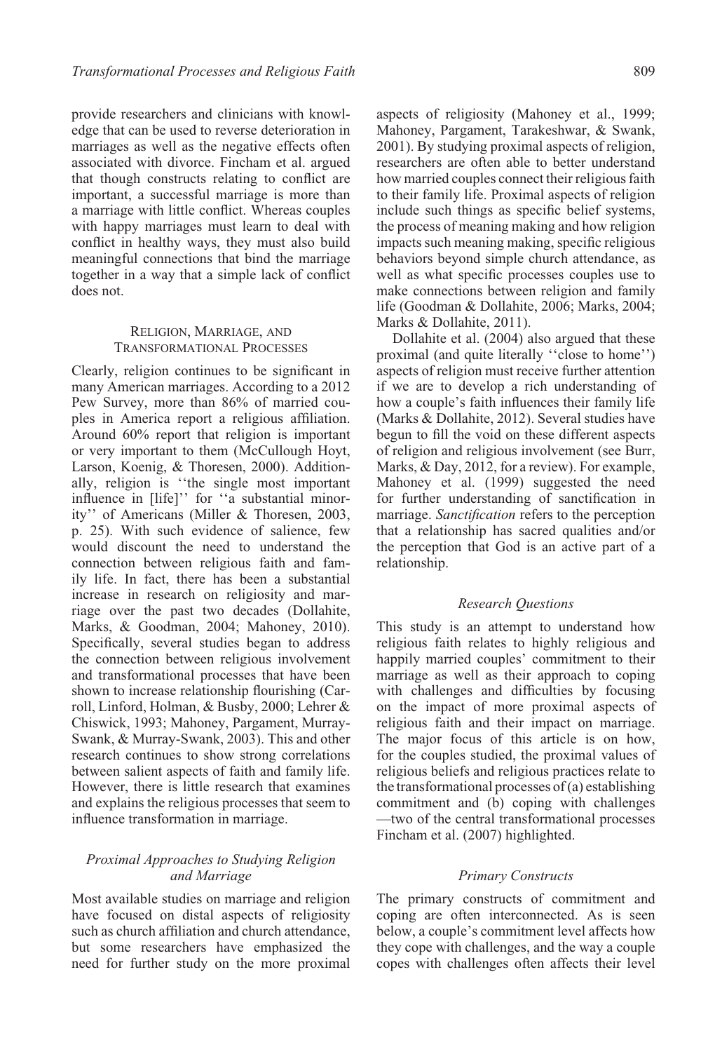provide researchers and clinicians with knowledge that can be used to reverse deterioration in marriages as well as the negative effects often associated with divorce. Fincham et al. argued that though constructs relating to conflict are important, a successful marriage is more than a marriage with little conflict. Whereas couples with happy marriages must learn to deal with conflict in healthy ways, they must also build meaningful connections that bind the marriage together in a way that a simple lack of conflict does not.

## Religion, Marriage, and Transformational Processes

Clearly, religion continues to be significant in many American marriages. According to a 2012 Pew Survey, more than 86% of married couples in America report a religious affiliation. Around 60% report that religion is important or very important to them (McCullough Hoyt, Larson, Koenig, & Thoresen, 2000). Additionally, religion is ''the single most important influence in [life]'' for ''a substantial minority'' of Americans (Miller & Thoresen, 2003, p. 25). With such evidence of salience, few would discount the need to understand the connection between religious faith and family life. In fact, there has been a substantial increase in research on religiosity and marriage over the past two decades (Dollahite, Marks, & Goodman, 2004; Mahoney, 2010). Specifically, several studies began to address the connection between religious involvement and transformational processes that have been shown to increase relationship flourishing (Carroll, Linford, Holman, & Busby, 2000; Lehrer & Chiswick, 1993; Mahoney, Pargament, Murray-Swank, & Murray-Swank, 2003). This and other research continues to show strong correlations between salient aspects of faith and family life. However, there is little research that examines and explains the religious processes that seem to influence transformation in marriage.

### *Proximal Approaches to Studying Religion and Marriage*

Most available studies on marriage and religion have focused on distal aspects of religiosity such as church affiliation and church attendance, but some researchers have emphasized the need for further study on the more proximal aspects of religiosity (Mahoney et al., 1999; Mahoney, Pargament, Tarakeshwar, & Swank, 2001). By studying proximal aspects of religion, researchers are often able to better understand how married couples connect their religious faith to their family life. Proximal aspects of religion include such things as specific belief systems, the process of meaning making and how religion impacts such meaning making, specific religious behaviors beyond simple church attendance, as well as what specific processes couples use to make connections between religion and family life (Goodman & Dollahite, 2006; Marks, 2004; Marks & Dollahite, 2011).

Dollahite et al. (2004) also argued that these proximal (and quite literally ''close to home'') aspects of religion must receive further attention if we are to develop a rich understanding of how a couple's faith influences their family life (Marks & Dollahite, 2012). Several studies have begun to fill the void on these different aspects of religion and religious involvement (see Burr, Marks, & Day, 2012, for a review). For example, Mahoney et al. (1999) suggested the need for further understanding of sanctification in marriage. *Sanctification* refers to the perception that a relationship has sacred qualities and/or the perception that God is an active part of a relationship.

### *Research Questions*

This study is an attempt to understand how religious faith relates to highly religious and happily married couples' commitment to their marriage as well as their approach to coping with challenges and difficulties by focusing on the impact of more proximal aspects of religious faith and their impact on marriage. The major focus of this article is on how, for the couples studied, the proximal values of religious beliefs and religious practices relate to the transformational processes of (a) establishing commitment and (b) coping with challenges —two of the central transformational processes Fincham et al. (2007) highlighted.

### *Primary Constructs*

The primary constructs of commitment and coping are often interconnected. As is seen below, a couple's commitment level affects how they cope with challenges, and the way a couple copes with challenges often affects their level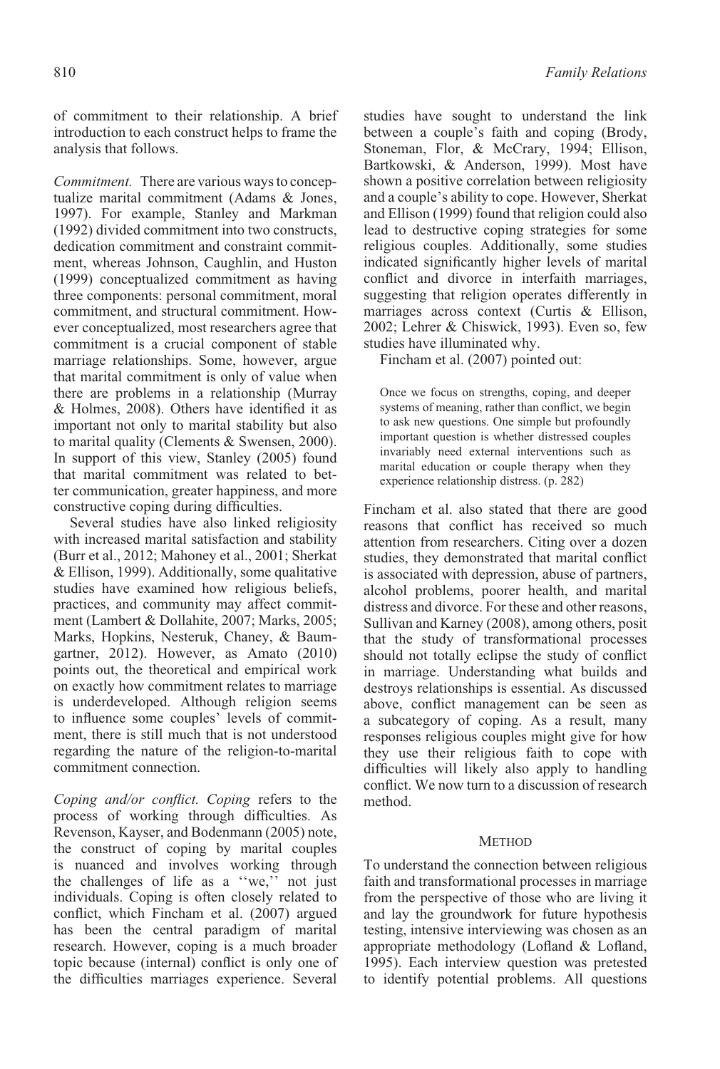of commitment to their relationship. A brief introduction to each construct helps to frame the analysis that follows.

*Commitment.* There are various ways to conceptualize marital commitment (Adams & Jones, 1997). For example, Stanley and Markman (1992) divided commitment into two constructs, dedication commitment and constraint commitment, whereas Johnson, Caughlin, and Huston (1999) conceptualized commitment as having three components: personal commitment, moral commitment, and structural commitment. However conceptualized, most researchers agree that commitment is a crucial component of stable marriage relationships. Some, however, argue that marital commitment is only of value when there are problems in a relationship (Murray & Holmes, 2008). Others have identified it as important not only to marital stability but also to marital quality (Clements & Swensen, 2000). In support of this view, Stanley (2005) found that marital commitment was related to better communication, greater happiness, and more constructive coping during difficulties.

Several studies have also linked religiosity with increased marital satisfaction and stability (Burr et al., 2012; Mahoney et al., 2001; Sherkat & Ellison, 1999). Additionally, some qualitative studies have examined how religious beliefs, practices, and community may affect commitment (Lambert & Dollahite, 2007; Marks, 2005; Marks, Hopkins, Nesteruk, Chaney, & Baumgartner, 2012). However, as Amato (2010) points out, the theoretical and empirical work on exactly how commitment relates to marriage is underdeveloped. Although religion seems to influence some couples' levels of commitment, there is still much that is not understood regarding the nature of the religion-to-marital commitment connection.

*Coping and/or conflict. Coping* refers to the process of working through difficulties. As Revenson, Kayser, and Bodenmann (2005) note, the construct of coping by marital couples is nuanced and involves working through the challenges of life as a ''we,'' not just individuals. Coping is often closely related to conflict, which Fincham et al. (2007) argued has been the central paradigm of marital research. However, coping is a much broader topic because (internal) conflict is only one of the difficulties marriages experience. Several studies have sought to understand the link between a couple's faith and coping (Brody, Stoneman, Flor, & McCrary, 1994; Ellison, Bartkowski, & Anderson, 1999). Most have shown a positive correlation between religiosity and a couple's ability to cope. However, Sherkat and Ellison (1999) found that religion could also lead to destructive coping strategies for some religious couples. Additionally, some studies indicated significantly higher levels of marital conflict and divorce in interfaith marriages, suggesting that religion operates differently in marriages across context (Curtis & Ellison, 2002; Lehrer & Chiswick, 1993). Even so, few studies have illuminated why.

Fincham et al. (2007) pointed out:

> Once we focus on strengths, coping, and deeper systems of meaning, rather than conflict, we begin to ask new questions. One simple but profoundly important question is whether distressed couples invariably need external interventions such as marital education or couple therapy when they experience relationship distress. (p. 282)

Fincham et al. also stated that there are good reasons that conflict has received so much attention from researchers. Citing over a dozen studies, they demonstrated that marital conflict is associated with depression, abuse of partners, alcohol problems, poorer health, and marital distress and divorce. For these and other reasons, Sullivan and Karney (2008), among others, posit that the study of transformational processes should not totally eclipse the study of conflict in marriage. Understanding what builds and destroys relationships is essential. As discussed above, conflict management can be seen as a subcategory of coping. As a result, many responses religious couples might give for how they use their religious faith to cope with difficulties will likely also apply to handling conflict. We now turn to a discussion of research method.

## Method

To understand the connection between religious faith and transformational processes in marriage from the perspective of those who are living it and lay the groundwork for future hypothesis testing, intensive interviewing was chosen as an appropriate methodology (Lofland & Lofland, 1995). Each interview question was pretested to identify potential problems. All questions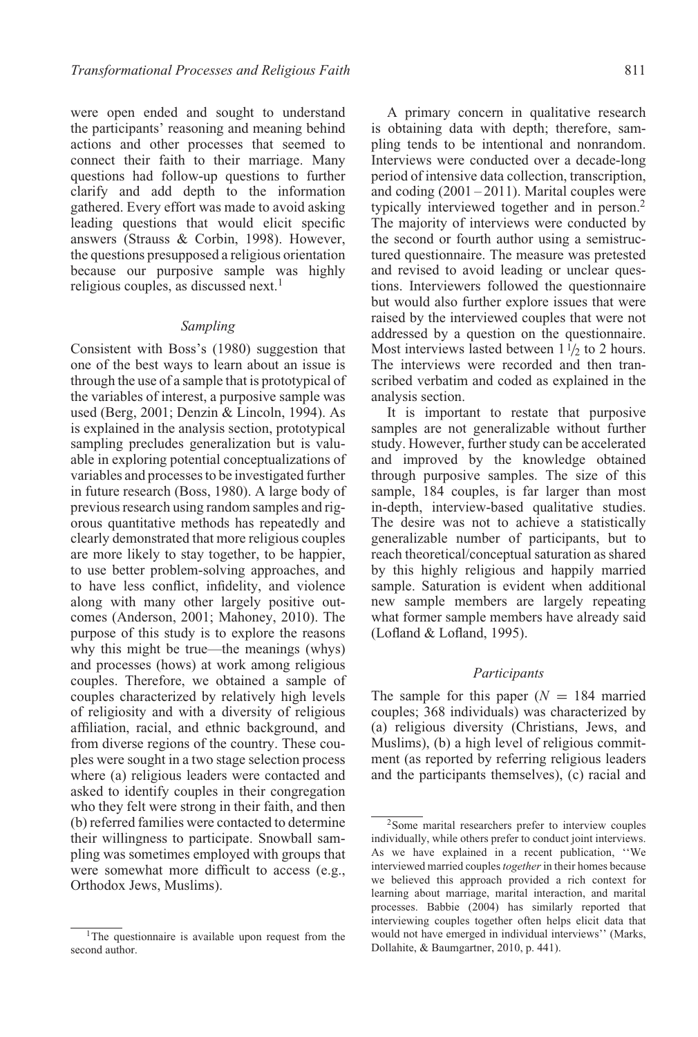were open ended and sought to understand the participants' reasoning and meaning behind actions and other processes that seemed to connect their faith to their marriage. Many questions had follow-up questions to further clarify and add depth to the information gathered. Every effort was made to avoid asking leading questions that would elicit specific answers (Strauss & Corbin, 1998). However, the questions presupposed a religious orientation because our purposive sample was highly religious couples, as discussed next.[1]

### *Sampling*

Consistent with Boss's (1980) suggestion that one of the best ways to learn about an issue is through the use of a sample that is prototypical of the variables of interest, a purposive sample was used (Berg, 2001; Denzin & Lincoln, 1994). As is explained in the analysis section, prototypical sampling precludes generalization but is valuable in exploring potential conceptualizations of variables and processes to be investigated further in future research (Boss, 1980). A large body of previous research using random samples and rigorous quantitative methods has repeatedly and clearly demonstrated that more religious couples are more likely to stay together, to be happier, to use better problem-solving approaches, and to have less conflict, infidelity, and violence along with many other largely positive outcomes (Anderson, 2001; Mahoney, 2010). The purpose of this study is to explore the reasons why this might be true—the meanings (whys) and processes (hows) at work among religious couples. Therefore, we obtained a sample of couples characterized by relatively high levels of religiosity and with a diversity of religious affiliation, racial, and ethnic background, and from diverse regions of the country. These couples were sought in a two stage selection process where (a) religious leaders were contacted and asked to identify couples in their congregation who they felt were strong in their faith, and then (b) referred families were contacted to determine their willingness to participate. Snowball sampling was sometimes employed with groups that were somewhat more difficult to access (e.g., Orthodox Jews, Muslims).

A primary concern in qualitative research is obtaining data with depth; therefore, sampling tends to be intentional and nonrandom. Interviews were conducted over a decade-long period of intensive data collection, transcription, and coding (2001 – 2011). Marital couples were typically interviewed together and in person.[2] The majority of interviews were conducted by the second or fourth author using a semistructured questionnaire. The measure was pretested and revised to avoid leading or unclear questions. Interviewers followed the questionnaire but would also further explore issues that were raised by the interviewed couples that were not addressed by a question on the questionnaire. Most interviews lasted between $1\frac{1}{2}$ to 2 hours. The interviews were recorded and then transcribed verbatim and coded as explained in the analysis section.

It is important to restate that purposive samples are not generalizable without further study. However, further study can be accelerated and improved by the knowledge obtained through purposive samples. The size of this sample, 184 couples, is far larger than most in-depth, interview-based qualitative studies. The desire was not to achieve a statistically generalizable number of participants, but to reach theoretical/conceptual saturation as shared by this highly religious and happily married sample. Saturation is evident when additional new sample members are largely repeating what former sample members have already said (Lofland & Lofland, 1995).

### *Participants*

The sample for this paper ($N$ = 184 married couples; 368 individuals) was characterized by (a) religious diversity (Christians, Jews, and Muslims), (b) a high level of religious commitment (as reported by referring religious leaders and the participants themselves), (c) racial and

---

[1]The questionnaire is available upon request from the second author.

[2]Some marital researchers prefer to interview couples individually, while others prefer to conduct joint interviews. As we have explained in a recent publication, "We interviewed married couples *together* in their homes because we believed this approach provided a rich context for learning about marriage, marital interaction, and marital processes. Babbie (2004) has similarly reported that interviewing couples together often helps elicit data that would not have emerged in individual interviews" (Marks, Dollahite, & Baumgartner, 2010, p. 441).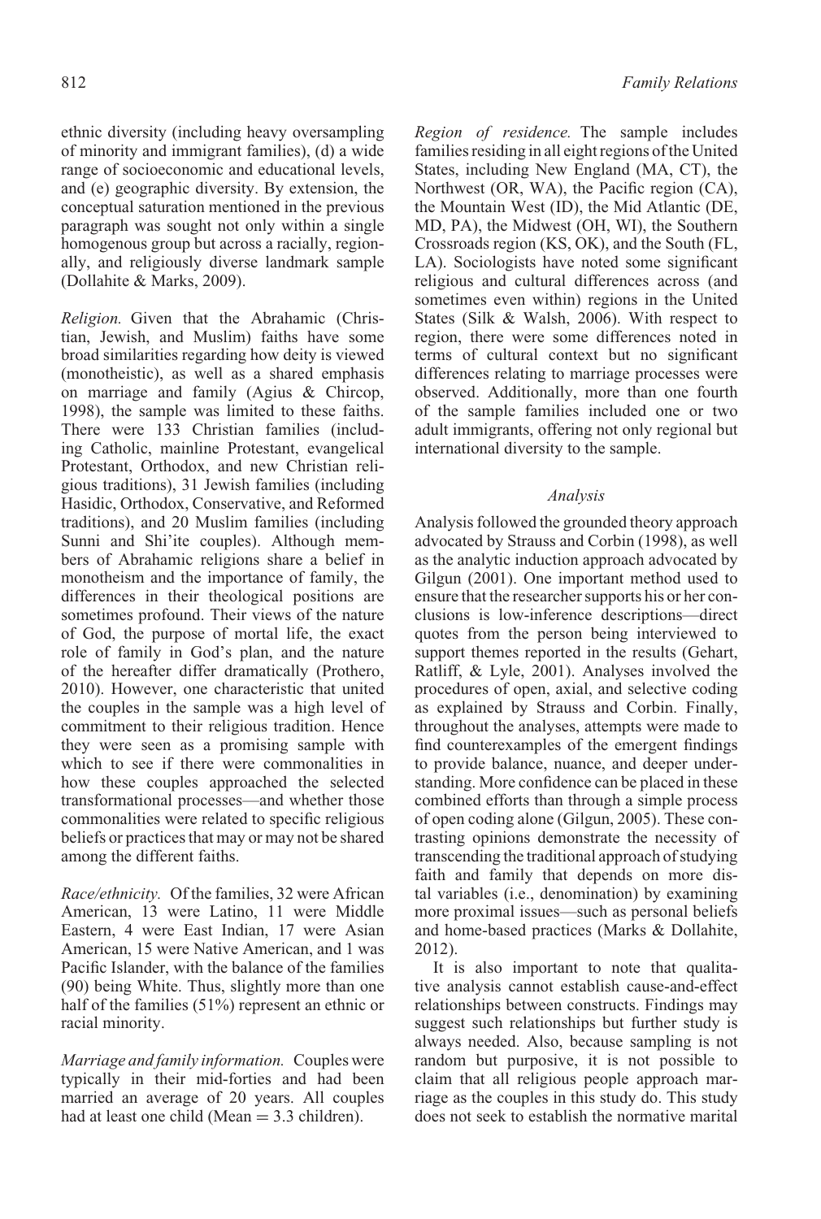ethnic diversity (including heavy oversampling of minority and immigrant families), (d) a wide range of socioeconomic and educational levels, and (e) geographic diversity. By extension, the conceptual saturation mentioned in the previous paragraph was sought not only within a single homogenous group but across a racially, regionally, and religiously diverse landmark sample (Dollahite & Marks, 2009).

*Religion.* Given that the Abrahamic (Christian, Jewish, and Muslim) faiths have some broad similarities regarding how deity is viewed (monotheistic), as well as a shared emphasis on marriage and family (Agius & Chircop, 1998), the sample was limited to these faiths. There were 133 Christian families (including Catholic, mainline Protestant, evangelical Protestant, Orthodox, and new Christian religious traditions), 31 Jewish families (including Hasidic, Orthodox, Conservative, and Reformed traditions), and 20 Muslim families (including Sunni and Shi'ite couples). Although members of Abrahamic religions share a belief in monotheism and the importance of family, the differences in their theological positions are sometimes profound. Their views of the nature of God, the purpose of mortal life, the exact role of family in God's plan, and the nature of the hereafter differ dramatically (Prothero, 2010). However, one characteristic that united the couples in the sample was a high level of commitment to their religious tradition. Hence they were seen as a promising sample with which to see if there were commonalities in how these couples approached the selected transformational processes—and whether those commonalities were related to specific religious beliefs or practices that may or may not be shared among the different faiths.

*Race/ethnicity.* Of the families, 32 were African American, 13 were Latino, 11 were Middle Eastern, 4 were East Indian, 17 were Asian American, 15 were Native American, and 1 was Pacific Islander, with the balance of the families (90) being White. Thus, slightly more than one half of the families (51%) represent an ethnic or racial minority.

*Marriage and family information.* Couples were typically in their mid-forties and had been married an average of 20 years. All couples had at least one child (Mean = 3.3 children).

*Region of residence.* The sample includes families residing in all eight regions of the United States, including New England (MA, CT), the Northwest (OR, WA), the Pacific region (CA), the Mountain West (ID), the Mid Atlantic (DE, MD, PA), the Midwest (OH, WI), the Southern Crossroads region (KS, OK), and the South (FL, LA). Sociologists have noted some significant religious and cultural differences across (and sometimes even within) regions in the United States (Silk & Walsh, 2006). With respect to region, there were some differences noted in terms of cultural context but no significant differences relating to marriage processes were observed. Additionally, more than one fourth of the sample families included one or two adult immigrants, offering not only regional but international diversity to the sample.

### *Analysis*

Analysis followed the grounded theory approach advocated by Strauss and Corbin (1998), as well as the analytic induction approach advocated by Gilgun (2001). One important method used to ensure that the researcher supports his or her conclusions is low-inference descriptions—direct quotes from the person being interviewed to support themes reported in the results (Gehart, Ratliff, & Lyle, 2001). Analyses involved the procedures of open, axial, and selective coding as explained by Strauss and Corbin. Finally, throughout the analyses, attempts were made to find counterexamples of the emergent findings to provide balance, nuance, and deeper understanding. More confidence can be placed in these combined efforts than through a simple process of open coding alone (Gilgun, 2005). These contrasting opinions demonstrate the necessity of transcending the traditional approach of studying faith and family that depends on more distal variables (i.e., denomination) by examining more proximal issues—such as personal beliefs and home-based practices (Marks & Dollahite, 2012).

It is also important to note that qualitative analysis cannot establish cause-and-effect relationships between constructs. Findings may suggest such relationships but further study is always needed. Also, because sampling is not random but purposive, it is not possible to claim that all religious people approach marriage as the couples in this study do. This study does not seek to establish the normative marital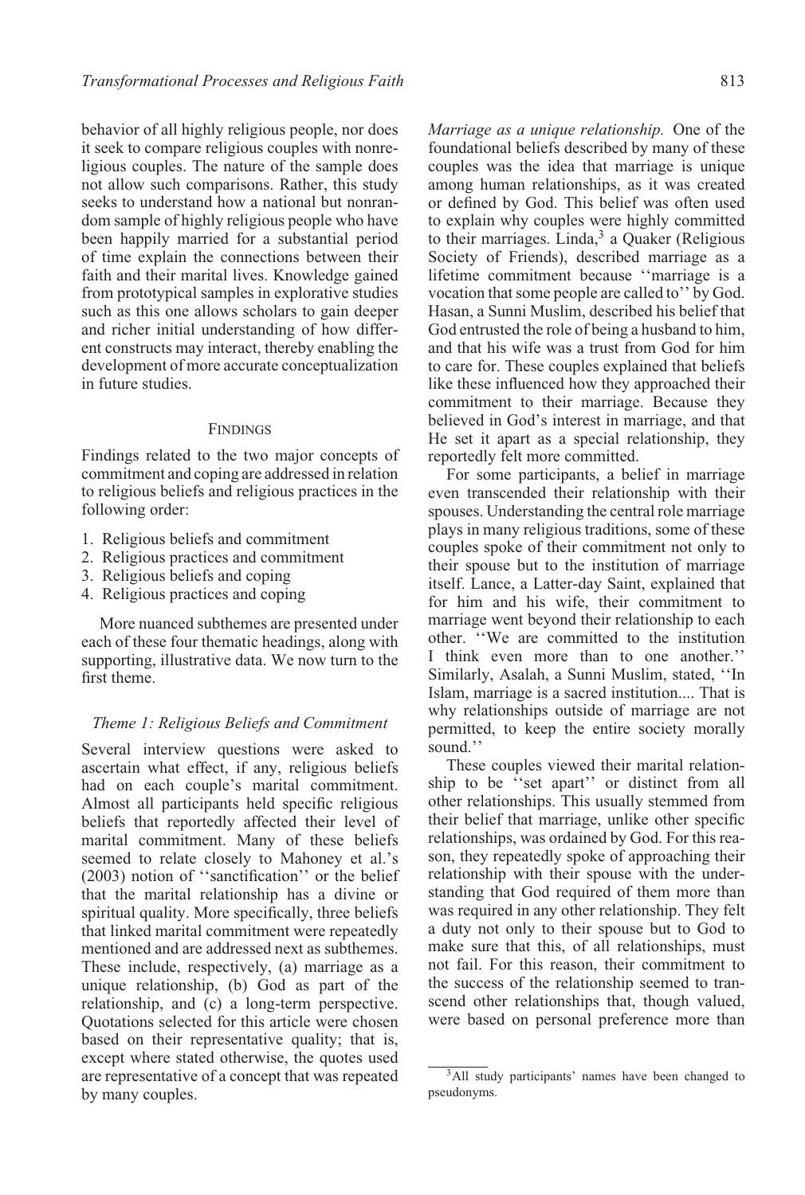behavior of all highly religious people, nor does it seek to compare religious couples with nonreligious couples. The nature of the sample does not allow such comparisons. Rather, this study seeks to understand how a national but nonrandom sample of highly religious people who have been happily married for a substantial period of time explain the connections between their faith and their marital lives. Knowledge gained from prototypical samples in explorative studies such as this one allows scholars to gain deeper and richer initial understanding of how different constructs may interact, thereby enabling the development of more accurate conceptualization in future studies.

## FINDINGS

Findings related to the two major concepts of commitment and coping are addressed in relation to religious beliefs and religious practices in the following order:

1. Religious beliefs and commitment
2. Religious practices and commitment
3. Religious beliefs and coping
4. Religious practices and coping

More nuanced subthemes are presented under each of these four thematic headings, along with supporting, illustrative data. We now turn to the first theme.

### *Theme 1: Religious Beliefs and Commitment*

Several interview questions were asked to ascertain what effect, if any, religious beliefs had on each couple's marital commitment. Almost all participants held specific religious beliefs that reportedly affected their level of marital commitment. Many of these beliefs seemed to relate closely to Mahoney et al.'s (2003) notion of ''sanctification'' or the belief that the marital relationship has a divine or spiritual quality. More specifically, three beliefs that linked marital commitment were repeatedly mentioned and are addressed next as subthemes. These include, respectively, (a) marriage as a unique relationship, (b) God as part of the relationship, and (c) a long-term perspective. Quotations selected for this article were chosen based on their representative quality; that is, except where stated otherwise, the quotes used are representative of a concept that was repeated by many couples.

*Marriage as a unique relationship.* One of the foundational beliefs described by many of these couples was the idea that marriage is unique among human relationships, as it was created or defined by God. This belief was often used to explain why couples were highly committed to their marriages. Linda,[3] a Quaker (Religious Society of Friends), described marriage as a lifetime commitment because ''marriage is a vocation that some people are called to'' by God. Hasan, a Sunni Muslim, described his belief that God entrusted the role of being a husband to him, and that his wife was a trust from God for him to care for. These couples explained that beliefs like these influenced how they approached their commitment to their marriage. Because they believed in God's interest in marriage, and that He set it apart as a special relationship, they reportedly felt more committed.

For some participants, a belief in marriage even transcended their relationship with their spouses. Understanding the central role marriage plays in many religious traditions, some of these couples spoke of their commitment not only to their spouse but to the institution of marriage itself. Lance, a Latter-day Saint, explained that for him and his wife, their commitment to marriage went beyond their relationship to each other. ''We are committed to the institution I think even more than to one another.'' Similarly, Asalah, a Sunni Muslim, stated, ''In Islam, marriage is a sacred institution.... That is why relationships outside of marriage are not permitted, to keep the entire society morally sound.''

These couples viewed their marital relationship to be ''set apart'' or distinct from all other relationships. This usually stemmed from their belief that marriage, unlike other specific relationships, was ordained by God. For this reason, they repeatedly spoke of approaching their relationship with their spouse with the understanding that God required of them more than was required in any other relationship. They felt a duty not only to their spouse but to God to make sure that this, of all relationships, must not fail. For this reason, their commitment to the success of the relationship seemed to transcend other relationships that, though valued, were based on personal preference more than

[3] All study participants' names have been changed to pseudonyms.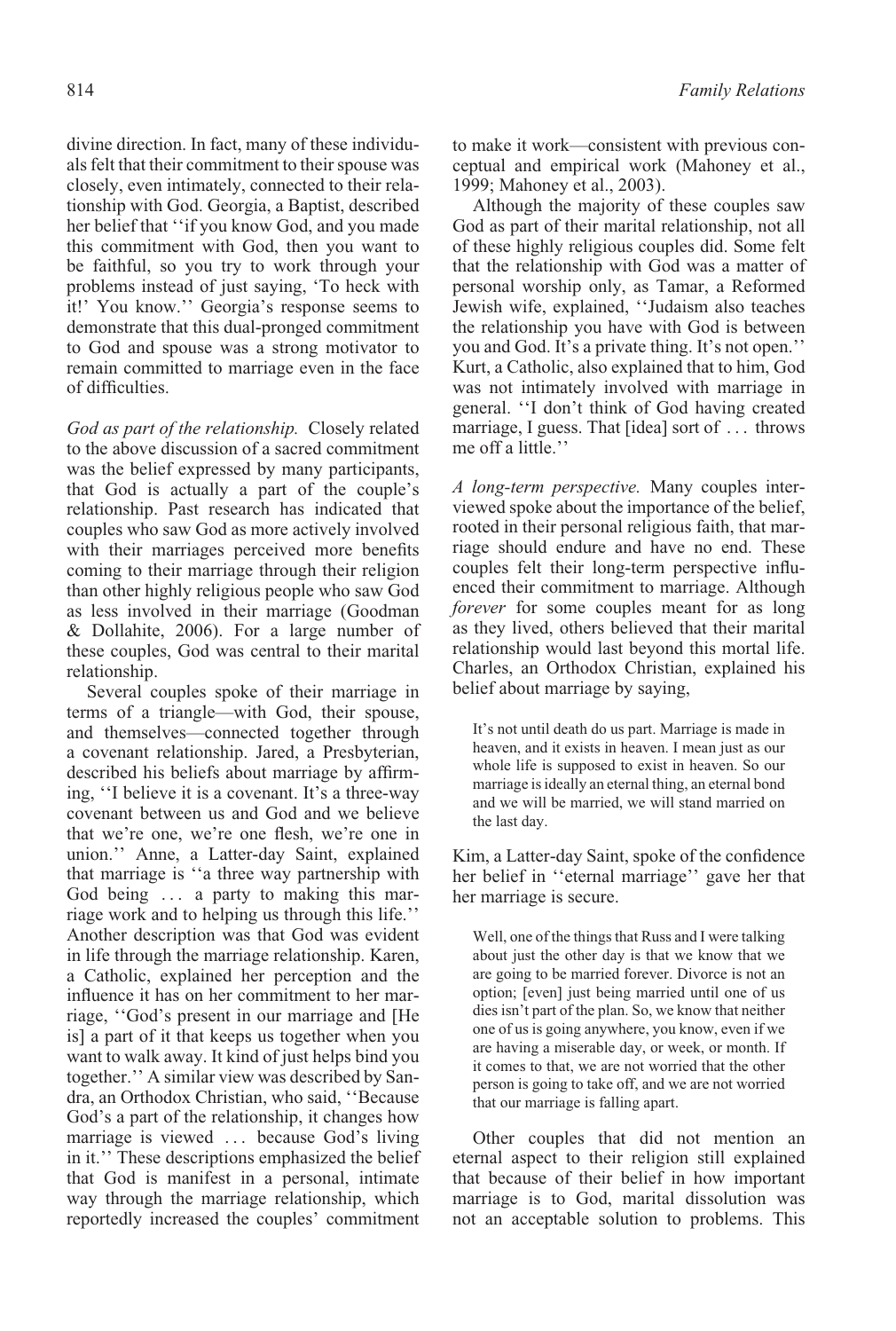divine direction. In fact, many of these individuals felt that their commitment to their spouse was closely, even intimately, connected to their relationship with God. Georgia, a Baptist, described her belief that ''if you know God, and you made this commitment with God, then you want to be faithful, so you try to work through your problems instead of just saying, 'To heck with it!' You know.'' Georgia's response seems to demonstrate that this dual-pronged commitment to God and spouse was a strong motivator to remain committed to marriage even in the face of difficulties.

*God as part of the relationship.* Closely related to the above discussion of a sacred commitment was the belief expressed by many participants, that God is actually a part of the couple's relationship. Past research has indicated that couples who saw God as more actively involved with their marriages perceived more benefits coming to their marriage through their religion than other highly religious people who saw God as less involved in their marriage (Goodman & Dollahite, 2006). For a large number of these couples, God was central to their marital relationship.

Several couples spoke of their marriage in terms of a triangle—with God, their spouse, and themselves—connected together through a covenant relationship. Jared, a Presbyterian, described his beliefs about marriage by affirming, ''I believe it is a covenant. It's a three-way covenant between us and God and we believe that we're one, we're one flesh, we're one in union.'' Anne, a Latter-day Saint, explained that marriage is ''a three way partnership with God being . . . a party to making this marriage work and to helping us through this life.'' Another description was that God was evident in life through the marriage relationship. Karen, a Catholic, explained her perception and the influence it has on her commitment to her marriage, ''God's present in our marriage and [He is] a part of it that keeps us together when you want to walk away. It kind of just helps bind you together.'' A similar view was described by Sandra, an Orthodox Christian, who said, ''Because God's a part of the relationship, it changes how marriage is viewed . . . because God's living in it.'' These descriptions emphasized the belief that God is manifest in a personal, intimate way through the marriage relationship, which reportedly increased the couples' commitment to make it work—consistent with previous conceptual and empirical work (Mahoney et al., 1999; Mahoney et al., 2003).

Although the majority of these couples saw God as part of their marital relationship, not all of these highly religious couples did. Some felt that the relationship with God was a matter of personal worship only, as Tamar, a Reformed Jewish wife, explained, ''Judaism also teaches the relationship you have with God is between you and God. It's a private thing. It's not open.'' Kurt, a Catholic, also explained that to him, God was not intimately involved with marriage in general. ''I don't think of God having created marriage, I guess. That [idea] sort of . . . throws me off a little.''

*A long-term perspective.* Many couples interviewed spoke about the importance of the belief, rooted in their personal religious faith, that marriage should endure and have no end. These couples felt their long-term perspective influenced their commitment to marriage. Although *forever* for some couples meant for as long as they lived, others believed that their marital relationship would last beyond this mortal life. Charles, an Orthodox Christian, explained his belief about marriage by saying,

> It's not until death do us part. Marriage is made in heaven, and it exists in heaven. I mean just as our whole life is supposed to exist in heaven. So our marriage is ideally an eternal thing, an eternal bond and we will be married, we will stand married on the last day.

Kim, a Latter-day Saint, spoke of the confidence her belief in ''eternal marriage'' gave her that her marriage is secure.

> Well, one of the things that Russ and I were talking about just the other day is that we know that we are going to be married forever. Divorce is not an option; [even] just being married until one of us dies isn't part of the plan. So, we know that neither one of us is going anywhere, you know, even if we are having a miserable day, or week, or month. If it comes to that, we are not worried that the other person is going to take off, and we are not worried that our marriage is falling apart.

Other couples that did not mention an eternal aspect to their religion still explained that because of their belief in how important marriage is to God, marital dissolution was not an acceptable solution to problems. This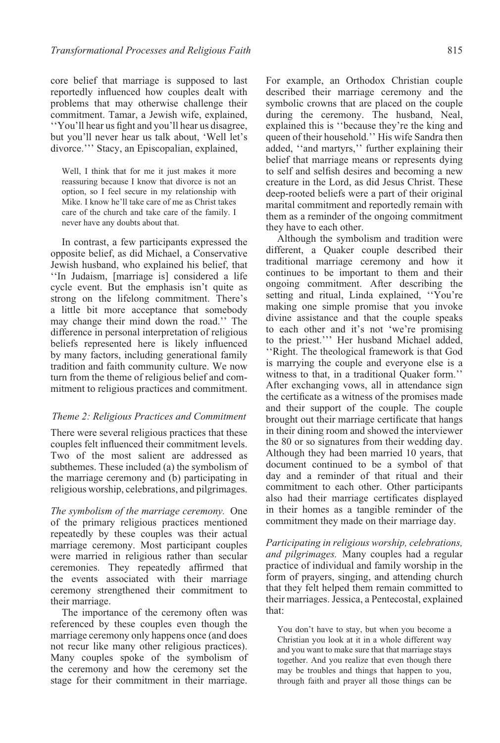core belief that marriage is supposed to last reportedly influenced how couples dealt with problems that may otherwise challenge their commitment. Tamar, a Jewish wife, explained, ''You'll hear us fight and you'll hear us disagree, but you'll never hear us talk about, 'Well let's divorce.''' Stacy, an Episcopalian, explained,

> Well, I think that for me it just makes it more reassuring because I know that divorce is not an option, so I feel secure in my relationship with Mike. I know he'll take care of me as Christ takes care of the church and take care of the family. I never have any doubts about that.

In contrast, a few participants expressed the opposite belief, as did Michael, a Conservative Jewish husband, who explained his belief, that ''In Judaism, [marriage is] considered a life cycle event. But the emphasis isn't quite as strong on the lifelong commitment. There's a little bit more acceptance that somebody may change their mind down the road.'' The difference in personal interpretation of religious beliefs represented here is likely influenced by many factors, including generational family tradition and faith community culture. We now turn from the theme of religious belief and commitment to religious practices and commitment.

### *Theme 2: Religious Practices and Commitment*

There were several religious practices that these couples felt influenced their commitment levels. Two of the most salient are addressed as subthemes. These included (a) the symbolism of the marriage ceremony and (b) participating in religious worship, celebrations, and pilgrimages.

*The symbolism of the marriage ceremony.* One of the primary religious practices mentioned repeatedly by these couples was their actual marriage ceremony. Most participant couples were married in religious rather than secular ceremonies. They repeatedly affirmed that the events associated with their marriage ceremony strengthened their commitment to their marriage.

The importance of the ceremony often was referenced by these couples even though the marriage ceremony only happens once (and does not recur like many other religious practices). Many couples spoke of the symbolism of the ceremony and how the ceremony set the stage for their commitment in their marriage. For example, an Orthodox Christian couple described their marriage ceremony and the symbolic crowns that are placed on the couple during the ceremony. The husband, Neal, explained this is ''because they're the king and queen of their household.'' His wife Sandra then added, ''and martyrs,'' further explaining their belief that marriage means or represents dying to self and selfish desires and becoming a new creature in the Lord, as did Jesus Christ. These deep-rooted beliefs were a part of their original marital commitment and reportedly remain with them as a reminder of the ongoing commitment they have to each other.

Although the symbolism and tradition were different, a Quaker couple described their traditional marriage ceremony and how it continues to be important to them and their ongoing commitment. After describing the setting and ritual, Linda explained, ''You're making one simple promise that you invoke divine assistance and that the couple speaks to each other and it's not 'we're promising to the priest.''' Her husband Michael added, ''Right. The theological framework is that God is marrying the couple and everyone else is a witness to that, in a traditional Quaker form.'' After exchanging vows, all in attendance sign the certificate as a witness of the promises made and their support of the couple. The couple brought out their marriage certificate that hangs in their dining room and showed the interviewer the 80 or so signatures from their wedding day. Although they had been married 10 years, that document continued to be a symbol of that day and a reminder of that ritual and their commitment to each other. Other participants also had their marriage certificates displayed in their homes as a tangible reminder of the commitment they made on their marriage day.

*Participating in religious worship, celebrations, and pilgrimages.* Many couples had a regular practice of individual and family worship in the form of prayers, singing, and attending church that they felt helped them remain committed to their marriages. Jessica, a Pentecostal, explained that:

> You don't have to stay, but when you become a Christian you look at it in a whole different way and you want to make sure that that marriage stays together. And you realize that even though there may be troubles and things that happen to you, through faith and prayer all those things can be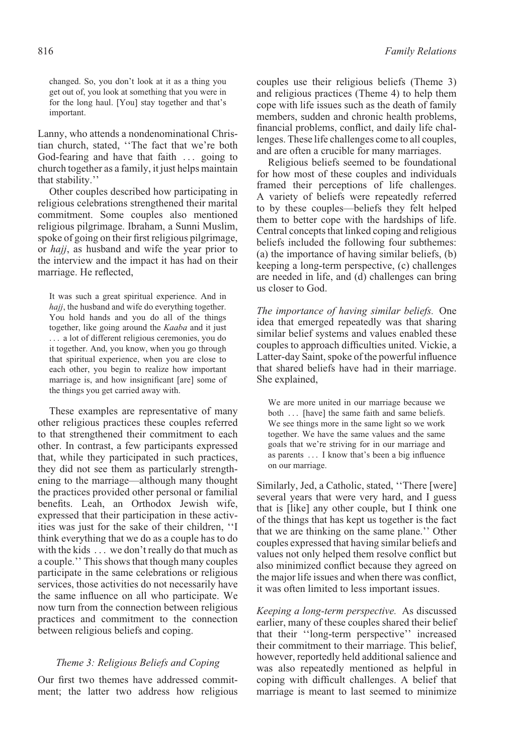> changed. So, you don't look at it as a thing you get out of, you look at something that you were in for the long haul. [You] stay together and that's important.

Lanny, who attends a nondenominational Christian church, stated, ''The fact that we're both God-fearing and have that faith … going to church together as a family, it just helps maintain that stability.''

Other couples described how participating in religious celebrations strengthened their marital commitment. Some couples also mentioned religious pilgrimage. Ibraham, a Sunni Muslim, spoke of going on their first religious pilgrimage, or *hajj*, as husband and wife the year prior to the interview and the impact it has had on their marriage. He reflected,

> It was such a great spiritual experience. And in *hajj*, the husband and wife do everything together. You hold hands and you do all of the things together, like going around the *Kaaba* and it just … a lot of different religious ceremonies, you do it together. And, you know, when you go through that spiritual experience, when you are close to each other, you begin to realize how important marriage is, and how insignificant [are] some of the things you get carried away with.

These examples are representative of many other religious practices these couples referred to that strengthened their commitment to each other. In contrast, a few participants expressed that, while they participated in such practices, they did not see them as particularly strengthening to the marriage—although many thought the practices provided other personal or familial benefits. Leah, an Orthodox Jewish wife, expressed that their participation in these activities was just for the sake of their children, ''I think everything that we do as a couple has to do with the kids … we don't really do that much as a couple.'' This shows that though many couples participate in the same celebrations or religious services, those activities do not necessarily have the same influence on all who participate. We now turn from the connection between religious practices and commitment to the connection between religious beliefs and coping.

### *Theme 3: Religious Beliefs and Coping*

Our first two themes have addressed commitment; the latter two address how religious couples use their religious beliefs (Theme 3) and religious practices (Theme 4) to help them cope with life issues such as the death of family members, sudden and chronic health problems, financial problems, conflict, and daily life challenges. These life challenges come to all couples, and are often a crucible for many marriages.

Religious beliefs seemed to be foundational for how most of these couples and individuals framed their perceptions of life challenges. A variety of beliefs were repeatedly referred to by these couples—beliefs they felt helped them to better cope with the hardships of life. Central concepts that linked coping and religious beliefs included the following four subthemes: (a) the importance of having similar beliefs, (b) keeping a long-term perspective, (c) challenges are needed in life, and (d) challenges can bring us closer to God.

*The importance of having similar beliefs.* One idea that emerged repeatedly was that sharing similar belief systems and values enabled these couples to approach difficulties united. Vickie, a Latter-day Saint, spoke of the powerful influence that shared beliefs have had in their marriage. She explained,

> We are more united in our marriage because we both … [have] the same faith and same beliefs. We see things more in the same light so we work together. We have the same values and the same goals that we're striving for in our marriage and as parents … I know that's been a big influence on our marriage.

Similarly, Jed, a Catholic, stated, ''There [were] several years that were very hard, and I guess that is [like] any other couple, but I think one of the things that has kept us together is the fact that we are thinking on the same plane.'' Other couples expressed that having similar beliefs and values not only helped them resolve conflict but also minimized conflict because they agreed on the major life issues and when there was conflict, it was often limited to less important issues.

*Keeping a long-term perspective.* As discussed earlier, many of these couples shared their belief that their ''long-term perspective'' increased their commitment to their marriage. This belief, however, reportedly held additional salience and was also repeatedly mentioned as helpful in coping with difficult challenges. A belief that marriage is meant to last seemed to minimize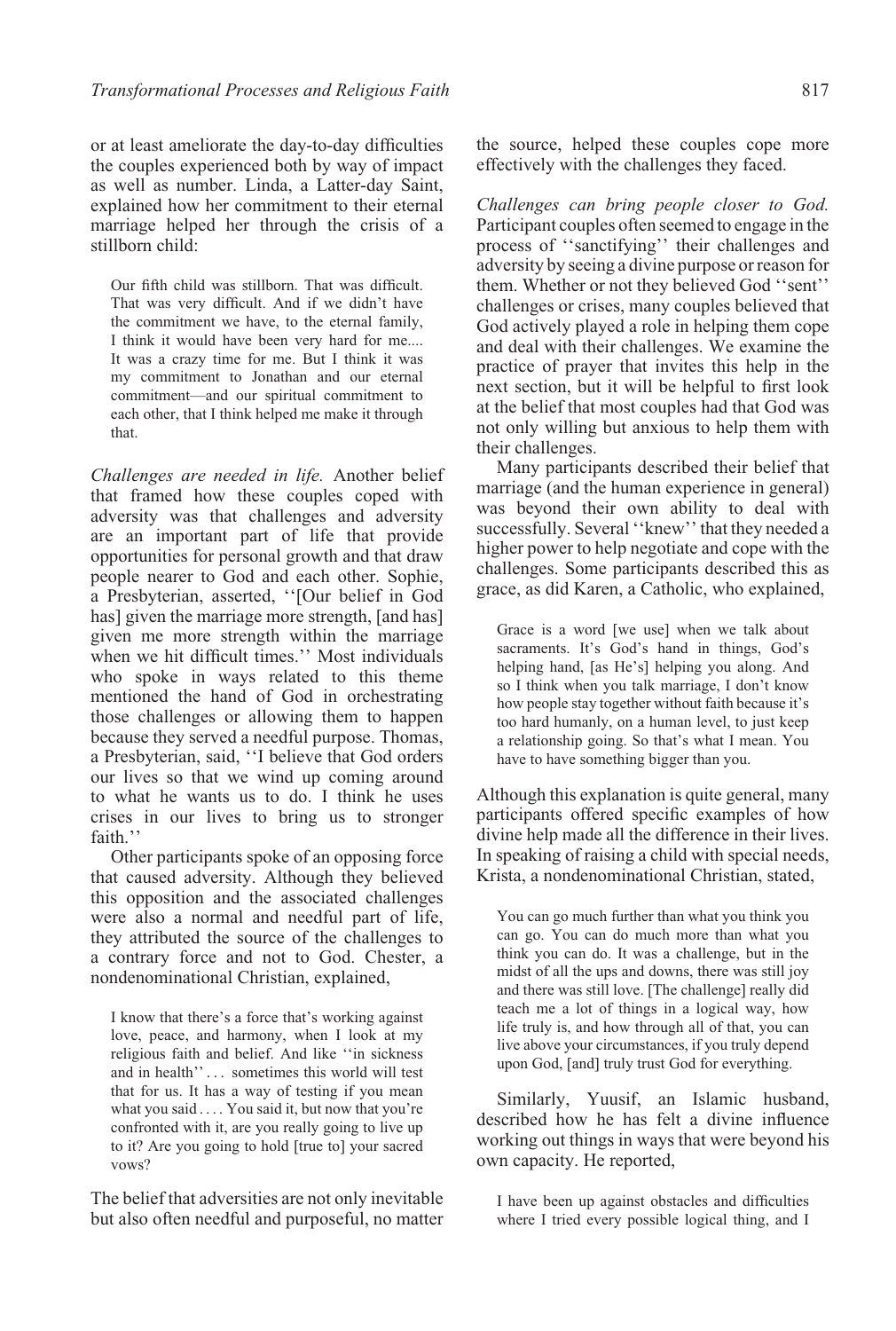or at least ameliorate the day-to-day difficulties the couples experienced both by way of impact as well as number. Linda, a Latter-day Saint, explained how her commitment to their eternal marriage helped her through the crisis of a stillborn child:

> Our fifth child was stillborn. That was difficult. That was very difficult. And if we didn't have the commitment we have, to the eternal family, I think it would have been very hard for me.... It was a crazy time for me. But I think it was my commitment to Jonathan and our eternal commitment—and our spiritual commitment to each other, that I think helped me make it through that.

*Challenges are needed in life.* Another belief that framed how these couples coped with adversity was that challenges and adversity are an important part of life that provide opportunities for personal growth and that draw people nearer to God and each other. Sophie, a Presbyterian, asserted, ''[Our belief in God has] given the marriage more strength, [and has] given me more strength within the marriage when we hit difficult times.'' Most individuals who spoke in ways related to this theme mentioned the hand of God in orchestrating those challenges or allowing them to happen because they served a needful purpose. Thomas, a Presbyterian, said, ''I believe that God orders our lives so that we wind up coming around to what he wants us to do. I think he uses crises in our lives to bring us to stronger faith.''

Other participants spoke of an opposing force that caused adversity. Although they believed this opposition and the associated challenges were also a normal and needful part of life, they attributed the source of the challenges to a contrary force and not to God. Chester, a nondenominational Christian, explained,

> I know that there's a force that's working against love, peace, and harmony, when I look at my religious faith and belief. And like ''in sickness and in health'' . . . sometimes this world will test that for us. It has a way of testing if you mean what you said . . . . You said it, but now that you're confronted with it, are you really going to live up to it? Are you going to hold [true to] your sacred vows?

The belief that adversities are not only inevitable but also often needful and purposeful, no matter the source, helped these couples cope more effectively with the challenges they faced.

*Challenges can bring people closer to God.* Participant couples often seemed to engage in the process of ''sanctifying'' their challenges and adversity by seeing a divine purpose or reason for them. Whether or not they believed God ''sent'' challenges or crises, many couples believed that God actively played a role in helping them cope and deal with their challenges. We examine the practice of prayer that invites this help in the next section, but it will be helpful to first look at the belief that most couples had that God was not only willing but anxious to help them with their challenges.

Many participants described their belief that marriage (and the human experience in general) was beyond their own ability to deal with successfully. Several ''knew'' that they needed a higher power to help negotiate and cope with the challenges. Some participants described this as grace, as did Karen, a Catholic, who explained,

> Grace is a word [we use] when we talk about sacraments. It's God's hand in things, God's helping hand, [as He's] helping you along. And so I think when you talk marriage, I don't know how people stay together without faith because it's too hard humanly, on a human level, to just keep a relationship going. So that's what I mean. You have to have something bigger than you.

Although this explanation is quite general, many participants offered specific examples of how divine help made all the difference in their lives. In speaking of raising a child with special needs, Krista, a nondenominational Christian, stated,

> You can go much further than what you think you can go. You can do much more than what you think you can do. It was a challenge, but in the midst of all the ups and downs, there was still joy and there was still love. [The challenge] really did teach me a lot of things in a logical way, how life truly is, and how through all of that, you can live above your circumstances, if you truly depend upon God, [and] truly trust God for everything.

Similarly, Yuusif, an Islamic husband, described how he has felt a divine influence working out things in ways that were beyond his own capacity. He reported,

> I have been up against obstacles and difficulties where I tried every possible logical thing, and I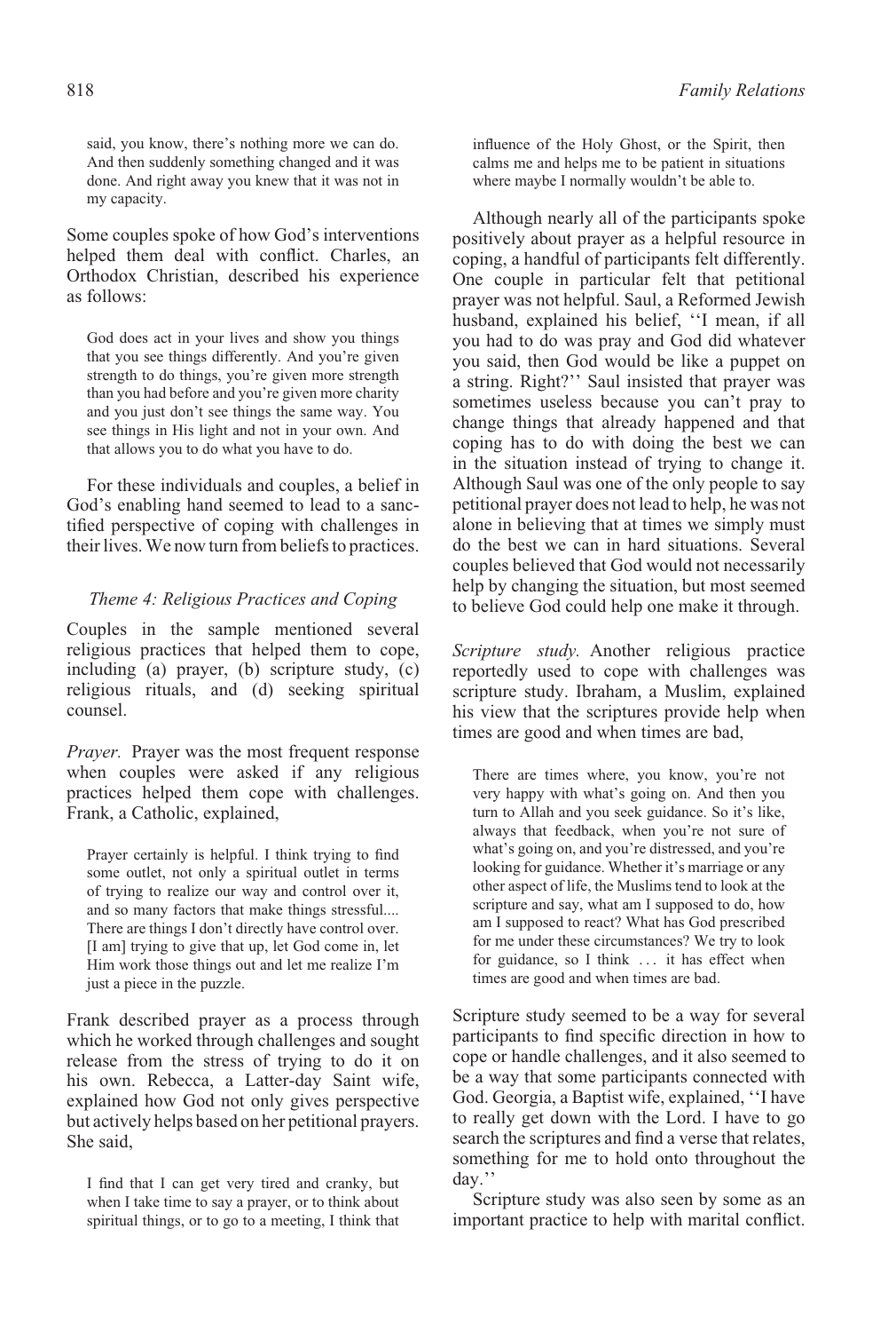> said, you know, there's nothing more we can do. And then suddenly something changed and it was done. And right away you knew that it was not in my capacity.

Some couples spoke of how God's interventions helped them deal with conflict. Charles, an Orthodox Christian, described his experience as follows:

> God does act in your lives and show you things that you see things differently. And you're given strength to do things, you're given more strength than you had before and you're given more charity and you just don't see things the same way. You see things in His light and not in your own. And that allows you to do what you have to do.

For these individuals and couples, a belief in God's enabling hand seemed to lead to a sanctified perspective of coping with challenges in their lives. We now turn from beliefs to practices.

### *Theme 4: Religious Practices and Coping*

Couples in the sample mentioned several religious practices that helped them to cope, including (a) prayer, (b) scripture study, (c) religious rituals, and (d) seeking spiritual counsel.

*Prayer.* Prayer was the most frequent response when couples were asked if any religious practices helped them cope with challenges. Frank, a Catholic, explained,

> Prayer certainly is helpful. I think trying to find some outlet, not only a spiritual outlet in terms of trying to realize our way and control over it, and so many factors that make things stressful.... There are things I don't directly have control over. [I am] trying to give that up, let God come in, let Him work those things out and let me realize I'm just a piece in the puzzle.

Frank described prayer as a process through which he worked through challenges and sought release from the stress of trying to do it on his own. Rebecca, a Latter-day Saint wife, explained how God not only gives perspective but actively helps based on her petitional prayers. She said,

> I find that I can get very tired and cranky, but when I take time to say a prayer, or to think about spiritual things, or to go to a meeting, I think that influence of the Holy Ghost, or the Spirit, then calms me and helps me to be patient in situations where maybe I normally wouldn't be able to.

Although nearly all of the participants spoke positively about prayer as a helpful resource in coping, a handful of participants felt differently. One couple in particular felt that petitional prayer was not helpful. Saul, a Reformed Jewish husband, explained his belief, ''I mean, if all you had to do was pray and God did whatever you said, then God would be like a puppet on a string. Right?'' Saul insisted that prayer was sometimes useless because you can't pray to change things that already happened and that coping has to do with doing the best we can in the situation instead of trying to change it. Although Saul was one of the only people to say petitional prayer does not lead to help, he was not alone in believing that at times we simply must do the best we can in hard situations. Several couples believed that God would not necessarily help by changing the situation, but most seemed to believe God could help one make it through.

*Scripture study.* Another religious practice reportedly used to cope with challenges was scripture study. Ibraham, a Muslim, explained his view that the scriptures provide help when times are good and when times are bad,

> There are times where, you know, you're not very happy with what's going on. And then you turn to Allah and you seek guidance. So it's like, always that feedback, when you're not sure of what's going on, and you're distressed, and you're looking for guidance. Whether it's marriage or any other aspect of life, the Muslims tend to look at the scripture and say, what am I supposed to do, how am I supposed to react? What has God prescribed for me under these circumstances? We try to look for guidance, so I think ... it has effect when times are good and when times are bad.

Scripture study seemed to be a way for several participants to find specific direction in how to cope or handle challenges, and it also seemed to be a way that some participants connected with God. Georgia, a Baptist wife, explained, ''I have to really get down with the Lord. I have to go search the scriptures and find a verse that relates, something for me to hold onto throughout the day.''

Scripture study was also seen by some as an important practice to help with marital conflict.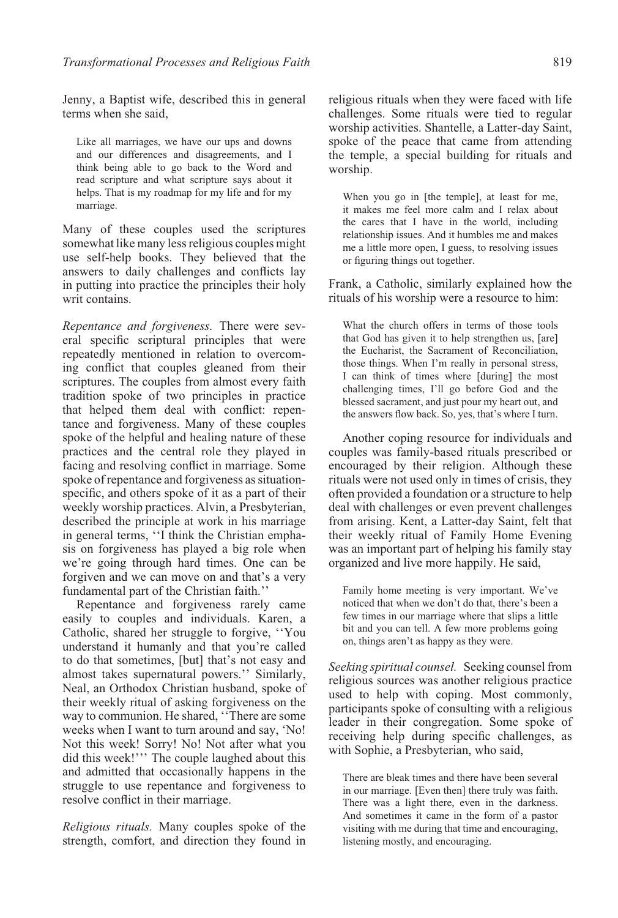Jenny, a Baptist wife, described this in general terms when she said,

> Like all marriages, we have our ups and downs and our differences and disagreements, and I think being able to go back to the Word and read scripture and what scripture says about it helps. That is my roadmap for my life and for my marriage.

Many of these couples used the scriptures somewhat like many less religious couples might use self-help books. They believed that the answers to daily challenges and conflicts lay in putting into practice the principles their holy writ contains.

*Repentance and forgiveness.* There were several specific scriptural principles that were repeatedly mentioned in relation to overcoming conflict that couples gleaned from their scriptures. The couples from almost every faith tradition spoke of two principles in practice that helped them deal with conflict: repentance and forgiveness. Many of these couples spoke of the helpful and healing nature of these practices and the central role they played in facing and resolving conflict in marriage. Some spoke of repentance and forgiveness as situation-specific, and others spoke of it as a part of their weekly worship practices. Alvin, a Presbyterian, described the principle at work in his marriage in general terms, ''I think the Christian emphasis on forgiveness has played a big role when we're going through hard times. One can be forgiven and we can move on and that's a very fundamental part of the Christian faith.''

Repentance and forgiveness rarely came easily to couples and individuals. Karen, a Catholic, shared her struggle to forgive, ''You understand it humanly and that you're called to do that sometimes, [but] that's not easy and almost takes supernatural powers.'' Similarly, Neal, an Orthodox Christian husband, spoke of their weekly ritual of asking forgiveness on the way to communion. He shared, ''There are some weeks when I want to turn around and say, 'No! Not this week! Sorry! No! Not after what you did this week!''' The couple laughed about this and admitted that occasionally happens in the struggle to use repentance and forgiveness to resolve conflict in their marriage.

*Religious rituals.* Many couples spoke of the strength, comfort, and direction they found in religious rituals when they were faced with life challenges. Some rituals were tied to regular worship activities. Shantelle, a Latter-day Saint, spoke of the peace that came from attending the temple, a special building for rituals and worship.

> When you go in [the temple], at least for me, it makes me feel more calm and I relax about the cares that I have in the world, including relationship issues. And it humbles me and makes me a little more open, I guess, to resolving issues or figuring things out together.

Frank, a Catholic, similarly explained how the rituals of his worship were a resource to him:

> What the church offers in terms of those tools that God has given it to help strengthen us, [are] the Eucharist, the Sacrament of Reconciliation, those things. When I'm really in personal stress, I can think of times where [during] the most challenging times, I'll go before God and the blessed sacrament, and just pour my heart out, and the answers flow back. So, yes, that's where I turn.

Another coping resource for individuals and couples was family-based rituals prescribed or encouraged by their religion. Although these rituals were not used only in times of crisis, they often provided a foundation or a structure to help deal with challenges or even prevent challenges from arising. Kent, a Latter-day Saint, felt that their weekly ritual of Family Home Evening was an important part of helping his family stay organized and live more happily. He said,

> Family home meeting is very important. We've noticed that when we don't do that, there's been a few times in our marriage where that slips a little bit and you can tell. A few more problems going on, things aren't as happy as they were.

*Seeking spiritual counsel.* Seeking counsel from religious sources was another religious practice used to help with coping. Most commonly, participants spoke of consulting with a religious leader in their congregation. Some spoke of receiving help during specific challenges, as with Sophie, a Presbyterian, who said,

> There are bleak times and there have been several in our marriage. [Even then] there truly was faith. There was a light there, even in the darkness. And sometimes it came in the form of a pastor visiting with me during that time and encouraging, listening mostly, and encouraging.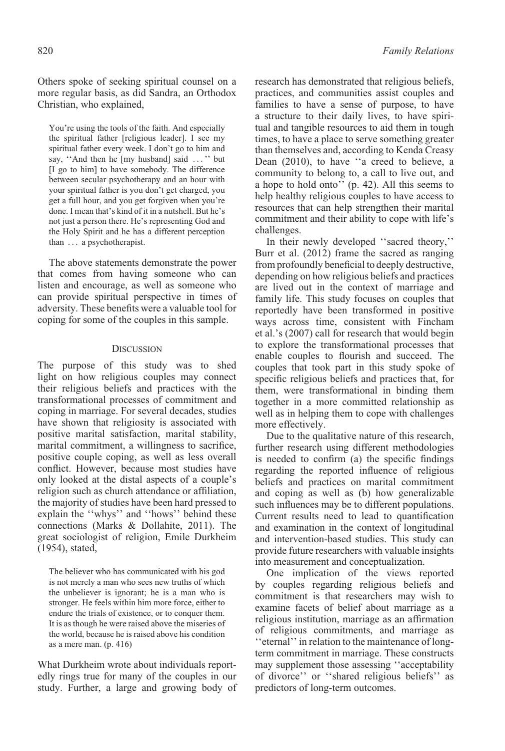Others spoke of seeking spiritual counsel on a more regular basis, as did Sandra, an Orthodox Christian, who explained,

> You're using the tools of the faith. And especially the spiritual father [religious leader]. I see my spiritual father every week. I don't go to him and say, ''And then he [my husband] said . . . '' but [I go to him] to have somebody. The difference between secular psychotherapy and an hour with your spiritual father is you don't get charged, you get a full hour, and you get forgiven when you're done. I mean that's kind of it in a nutshell. But he's not just a person there. He's representing God and the Holy Spirit and he has a different perception than . . . a psychotherapist.

The above statements demonstrate the power that comes from having someone who can listen and encourage, as well as someone who can provide spiritual perspective in times of adversity. These benefits were a valuable tool for coping for some of the couples in this sample.

## Discussion

The purpose of this study was to shed light on how religious couples may connect their religious beliefs and practices with the transformational processes of commitment and coping in marriage. For several decades, studies have shown that religiosity is associated with positive marital satisfaction, marital stability, marital commitment, a willingness to sacrifice, positive couple coping, as well as less overall conflict. However, because most studies have only looked at the distal aspects of a couple's religion such as church attendance or affiliation, the majority of studies have been hard pressed to explain the ''whys'' and ''hows'' behind these connections (Marks & Dollahite, 2011). The great sociologist of religion, Emile Durkheim (1954), stated,

> The believer who has communicated with his god is not merely a man who sees new truths of which the unbeliever is ignorant; he is a man who is stronger. He feels within him more force, either to endure the trials of existence, or to conquer them. It is as though he were raised above the miseries of the world, because he is raised above his condition as a mere man. (p. 416)

What Durkheim wrote about individuals reportedly rings true for many of the couples in our study. Further, a large and growing body of research has demonstrated that religious beliefs, practices, and communities assist couples and families to have a sense of purpose, to have a structure to their daily lives, to have spiritual and tangible resources to aid them in tough times, to have a place to serve something greater than themselves and, according to Kenda Creasy Dean (2010), to have ''a creed to believe, a community to belong to, a call to live out, and a hope to hold onto'' (p. 42). All this seems to help healthy religious couples to have access to resources that can help strengthen their marital commitment and their ability to cope with life's challenges.

In their newly developed ''sacred theory,'' Burr et al. (2012) frame the sacred as ranging from profoundly beneficial to deeply destructive, depending on how religious beliefs and practices are lived out in the context of marriage and family life. This study focuses on couples that reportedly have been transformed in positive ways across time, consistent with Fincham et al.'s (2007) call for research that would begin to explore the transformational processes that enable couples to flourish and succeed. The couples that took part in this study spoke of specific religious beliefs and practices that, for them, were transformational in binding them together in a more committed relationship as well as in helping them to cope with challenges more effectively.

Due to the qualitative nature of this research, further research using different methodologies is needed to confirm (a) the specific findings regarding the reported influence of religious beliefs and practices on marital commitment and coping as well as (b) how generalizable such influences may be to different populations. Current results need to lead to quantification and examination in the context of longitudinal and intervention-based studies. This study can provide future researchers with valuable insights into measurement and conceptualization.

One implication of the views reported by couples regarding religious beliefs and commitment is that researchers may wish to examine facets of belief about marriage as a religious institution, marriage as an affirmation of religious commitments, and marriage as ''eternal'' in relation to the maintenance of long-term commitment in marriage. These constructs may supplement those assessing ''acceptability of divorce'' or ''shared religious beliefs'' as predictors of long-term outcomes.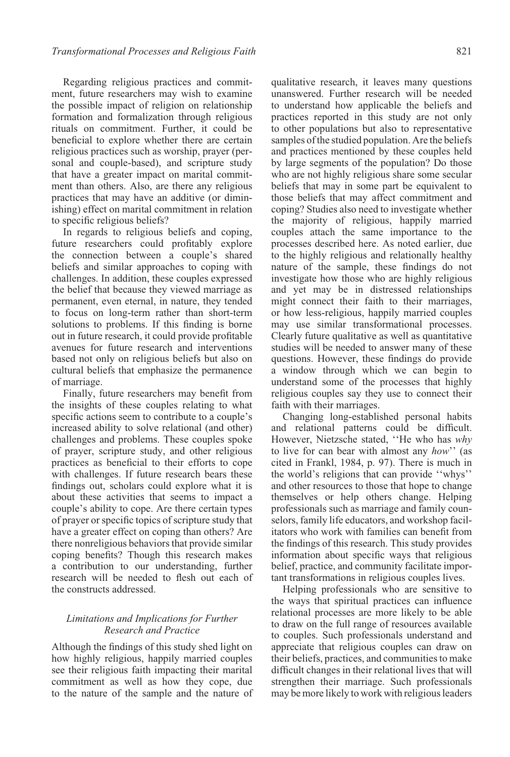Regarding religious practices and commitment, future researchers may wish to examine the possible impact of religion on relationship formation and formalization through religious rituals on commitment. Further, it could be beneficial to explore whether there are certain religious practices such as worship, prayer (personal and couple-based), and scripture study that have a greater impact on marital commitment than others. Also, are there any religious practices that may have an additive (or diminishing) effect on marital commitment in relation to specific religious beliefs?

In regards to religious beliefs and coping, future researchers could profitably explore the connection between a couple's shared beliefs and similar approaches to coping with challenges. In addition, these couples expressed the belief that because they viewed marriage as permanent, even eternal, in nature, they tended to focus on long-term rather than short-term solutions to problems. If this finding is borne out in future research, it could provide profitable avenues for future research and interventions based not only on religious beliefs but also on cultural beliefs that emphasize the permanence of marriage.

Finally, future researchers may benefit from the insights of these couples relating to what specific actions seem to contribute to a couple's increased ability to solve relational (and other) challenges and problems. These couples spoke of prayer, scripture study, and other religious practices as beneficial to their efforts to cope with challenges. If future research bears these findings out, scholars could explore what it is about these activities that seems to impact a couple's ability to cope. Are there certain types of prayer or specific topics of scripture study that have a greater effect on coping than others? Are there nonreligious behaviors that provide similar coping benefits? Though this research makes a contribution to our understanding, further research will be needed to flesh out each of the constructs addressed.

### *Limitations and Implications for Further Research and Practice*

Although the findings of this study shed light on how highly religious, happily married couples see their religious faith impacting their marital commitment as well as how they cope, due to the nature of the sample and the nature of qualitative research, it leaves many questions unanswered. Further research will be needed to understand how applicable the beliefs and practices reported in this study are not only to other populations but also to representative samples of the studied population. Are the beliefs and practices mentioned by these couples held by large segments of the population? Do those who are not highly religious share some secular beliefs that may in some part be equivalent to those beliefs that may affect commitment and coping? Studies also need to investigate whether the majority of religious, happily married couples attach the same importance to the processes described here. As noted earlier, due to the highly religious and relationally healthy nature of the sample, these findings do not investigate how those who are highly religious and yet may be in distressed relationships might connect their faith to their marriages, or how less-religious, happily married couples may use similar transformational processes. Clearly future qualitative as well as quantitative studies will be needed to answer many of these questions. However, these findings do provide a window through which we can begin to understand some of the processes that highly religious couples say they use to connect their faith with their marriages.

Changing long-established personal habits and relational patterns could be difficult. However, Nietzsche stated, ''He who has *why* to live for can bear with almost any *how*'' (as cited in Frankl, 1984, p. 97). There is much in the world's religions that can provide ''whys'' and other resources to those that hope to change themselves or help others change. Helping professionals such as marriage and family counselors, family life educators, and workshop facilitators who work with families can benefit from the findings of this research. This study provides information about specific ways that religious belief, practice, and community facilitate important transformations in religious couples lives.

Helping professionals who are sensitive to the ways that spiritual practices can influence relational processes are more likely to be able to draw on the full range of resources available to couples. Such professionals understand and appreciate that religious couples can draw on their beliefs, practices, and communities to make difficult changes in their relational lives that will strengthen their marriage. Such professionals may be more likely to work with religious leaders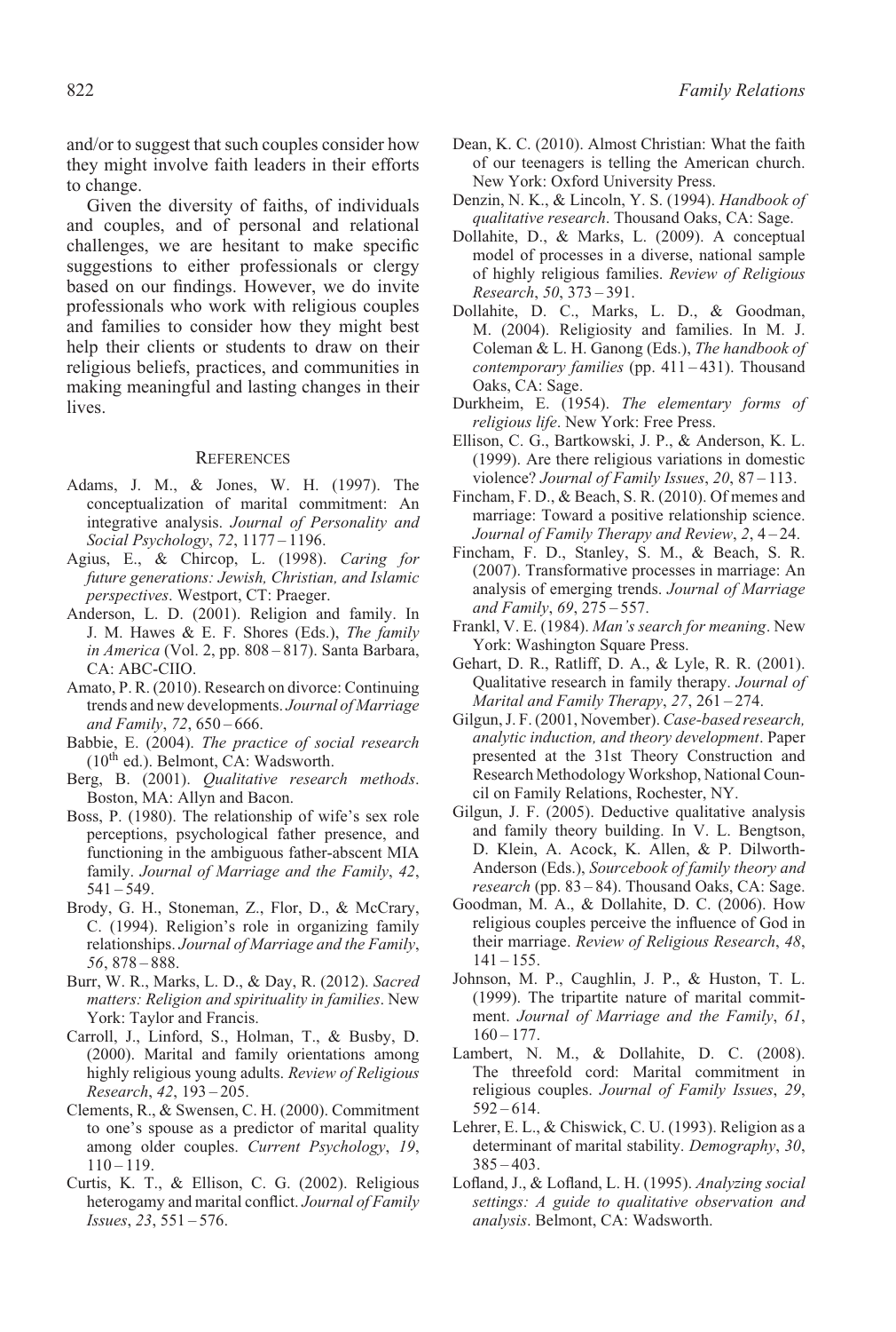and/or to suggest that such couples consider how they might involve faith leaders in their efforts to change.

Given the diversity of faiths, of individuals and couples, and of personal and relational challenges, we are hesitant to make specific suggestions to either professionals or clergy based on our findings. However, we do invite professionals who work with religious couples and families to consider how they might best help their clients or students to draw on their religious beliefs, practices, and communities in making meaningful and lasting changes in their lives.

## REFERENCES

Adams, J. M., & Jones, W. H. (1997). The conceptualization of marital commitment: An integrative analysis. *Journal of Personality and Social Psychology*, *72*, 1177 – 1196.

Agius, E., & Chircop, L. (1998). *Caring for future generations: Jewish, Christian, and Islamic perspectives*. Westport, CT: Praeger.

Anderson, L. D. (2001). Religion and family. In J. M. Hawes & E. F. Shores (Eds.), *The family in America* (Vol. 2, pp. 808 – 817). Santa Barbara, CA: ABC-CIIO.

Amato, P. R. (2010). Research on divorce: Continuing trends and new developments. *Journal of Marriage and Family*, *72*, 650 – 666.

Babbie, E. (2004). *The practice of social research* (10th ed.). Belmont, CA: Wadsworth.

Berg, B. (2001). *Qualitative research methods*. Boston, MA: Allyn and Bacon.

Boss, P. (1980). The relationship of wife's sex role perceptions, psychological father presence, and functioning in the ambiguous father-abscent MIA family. *Journal of Marriage and the Family*, *42*, 541 – 549.

Brody, G. H., Stoneman, Z., Flor, D., & McCrary, C. (1994). Religion's role in organizing family relationships. *Journal of Marriage and the Family*, *56*, 878 – 888.

Burr, W. R., Marks, L. D., & Day, R. (2012). *Sacred matters: Religion and spirituality in families*. New York: Taylor and Francis.

Carroll, J., Linford, S., Holman, T., & Busby, D. (2000). Marital and family orientations among highly religious young adults. *Review of Religious Research*, *42*, 193 – 205.

Clements, R., & Swensen, C. H. (2000). Commitment to one's spouse as a predictor of marital quality among older couples. *Current Psychology*, *19*, 110 – 119.

Curtis, K. T., & Ellison, C. G. (2002). Religious heterogamy and marital conflict. *Journal of Family Issues*, *23*, 551 – 576.

Dean, K. C. (2010). Almost Christian: What the faith of our teenagers is telling the American church. New York: Oxford University Press.

Denzin, N. K., & Lincoln, Y. S. (1994). *Handbook of qualitative research*. Thousand Oaks, CA: Sage.

Dollahite, D., & Marks, L. (2009). A conceptual model of processes in a diverse, national sample of highly religious families. *Review of Religious Research*, *50*, 373 – 391.

Dollahite, D. C., Marks, L. D., & Goodman, M. (2004). Religiosity and families. In M. J. Coleman & L. H. Ganong (Eds.), *The handbook of contemporary families* (pp. 411 – 431). Thousand Oaks, CA: Sage.

Durkheim, E. (1954). *The elementary forms of religious life*. New York: Free Press.

Ellison, C. G., Bartkowski, J. P., & Anderson, K. L. (1999). Are there religious variations in domestic violence? *Journal of Family Issues*, *20*, 87 – 113.

Fincham, F. D., & Beach, S. R. (2010). Of memes and marriage: Toward a positive relationship science. *Journal of Family Therapy and Review*, *2*, 4 – 24.

Fincham, F. D., Stanley, S. M., & Beach, S. R. (2007). Transformative processes in marriage: An analysis of emerging trends. *Journal of Marriage and Family*, *69*, 275 – 557.

Frankl, V. E. (1984). *Man's search for meaning*. New York: Washington Square Press.

Gehart, D. R., Ratliff, D. A., & Lyle, R. R. (2001). Qualitative research in family therapy. *Journal of Marital and Family Therapy*, *27*, 261 – 274.

Gilgun, J. F. (2001, November). *Case-based research, analytic induction, and theory development*. Paper presented at the 31st Theory Construction and Research Methodology Workshop, National Council on Family Relations, Rochester, NY.

Gilgun, J. F. (2005). Deductive qualitative analysis and family theory building. In V. L. Bengtson, D. Klein, A. Acock, K. Allen, & P. Dilworth-Anderson (Eds.), *Sourcebook of family theory and research* (pp. 83 – 84). Thousand Oaks, CA: Sage.

Goodman, M. A., & Dollahite, D. C. (2006). How religious couples perceive the influence of God in their marriage. *Review of Religious Research*, *48*, 141 – 155.

Johnson, M. P., Caughlin, J. P., & Huston, T. L. (1999). The tripartite nature of marital commitment. *Journal of Marriage and the Family*, *61*, 160 – 177.

Lambert, N. M., & Dollahite, D. C. (2008). The threefold cord: Marital commitment in religious couples. *Journal of Family Issues*, *29*, 592 – 614.

Lehrer, E. L., & Chiswick, C. U. (1993). Religion as a determinant of marital stability. *Demography*, *30*, 385 – 403.

Lofland, J., & Lofland, L. H. (1995). *Analyzing social settings: A guide to qualitative observation and analysis*. Belmont, CA: Wadsworth.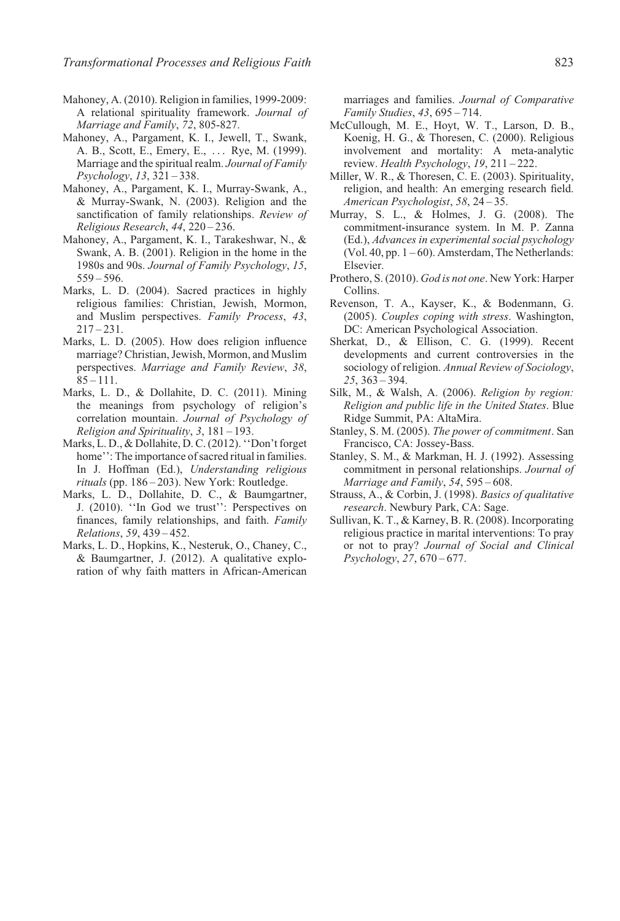Mahoney, A. (2010). Religion in families, 1999-2009: A relational spirituality framework. *Journal of Marriage and Family*, *72*, 805-827.

Mahoney, A., Pargament, K. I., Jewell, T., Swank, A. B., Scott, E., Emery, E., … Rye, M. (1999). Marriage and the spiritual realm. *Journal of Family Psychology*, *13*, 321 – 338.

Mahoney, A., Pargament, K. I., Murray-Swank, A., & Murray-Swank, N. (2003). Religion and the sanctification of family relationships. *Review of Religious Research*, *44*, 220 – 236.

Mahoney, A., Pargament, K. I., Tarakeshwar, N., & Swank, A. B. (2001). Religion in the home in the 1980s and 90s. *Journal of Family Psychology*, *15*, 559 – 596.

Marks, L. D. (2004). Sacred practices in highly religious families: Christian, Jewish, Mormon, and Muslim perspectives. *Family Process*, *43*, 217 – 231.

Marks, L. D. (2005). How does religion influence marriage? Christian, Jewish, Mormon, and Muslim perspectives. *Marriage and Family Review*, *38*, 85 – 111.

Marks, L. D., & Dollahite, D. C. (2011). Mining the meanings from psychology of religion's correlation mountain. *Journal of Psychology of Religion and Spirituality*, *3*, 181 – 193.

Marks, L. D., & Dollahite, D. C. (2012). ''Don't forget home'': The importance of sacred ritual in families. In J. Hoffman (Ed.), *Understanding religious rituals* (pp. 186 – 203). New York: Routledge.

Marks, L. D., Dollahite, D. C., & Baumgartner, J. (2010). ''In God we trust'': Perspectives on finances, family relationships, and faith. *Family Relations*, *59*, 439 – 452.

Marks, L. D., Hopkins, K., Nesteruk, O., Chaney, C., & Baumgartner, J. (2012). A qualitative exploration of why faith matters in African-American marriages and families. *Journal of Comparative Family Studies*, *43*, 695 – 714.

McCullough, M. E., Hoyt, W. T., Larson, D. B., Koenig, H. G., & Thoresen, C. (2000). Religious involvement and mortality: A meta-analytic review. *Health Psychology*, *19*, 211 – 222.

Miller, W. R., & Thoresen, C. E. (2003). Spirituality, religion, and health: An emerging research field. *American Psychologist*, *58*, 24 – 35.

Murray, S. L., & Holmes, J. G. (2008). The commitment-insurance system. In M. P. Zanna (Ed.), *Advances in experimental social psychology* (Vol. 40, pp. 1 – 60). Amsterdam, The Netherlands: Elsevier.

Prothero, S. (2010). *God is not one*. New York: Harper Collins.

Revenson, T. A., Kayser, K., & Bodenmann, G. (2005). *Couples coping with stress*. Washington, DC: American Psychological Association.

Sherkat, D., & Ellison, C. G. (1999). Recent developments and current controversies in the sociology of religion. *Annual Review of Sociology*, *25*, 363 – 394.

Silk, M., & Walsh, A. (2006). *Religion by region: Religion and public life in the United States*. Blue Ridge Summit, PA: AltaMira.

Stanley, S. M. (2005). *The power of commitment*. San Francisco, CA: Jossey-Bass.

Stanley, S. M., & Markman, H. J. (1992). Assessing commitment in personal relationships. *Journal of Marriage and Family*, *54*, 595 – 608.

Strauss, A., & Corbin, J. (1998). *Basics of qualitative research*. Newbury Park, CA: Sage.

Sullivan, K. T., & Karney, B. R. (2008). Incorporating religious practice in marital interventions: To pray or not to pray? *Journal of Social and Clinical Psychology*, *27*, 670 – 677.